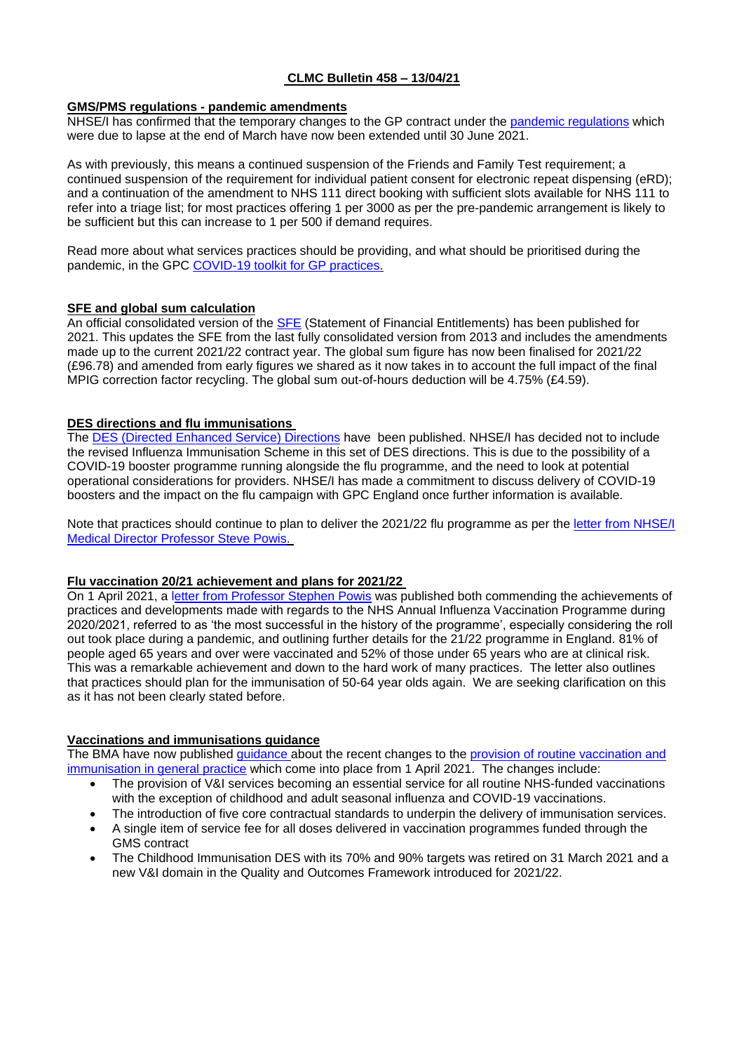# CLMC Bulletin 458 – 13/04/21

## GMS/PMS regulations - pandemic amendments

NHSE/I has confirmed that the temporary changes to the GP contract under the pandemic regulations which were due to lapse at the end of March have now been extended until 30 June 2021.

As with previously, this means a continued suspension of the Friends and Family Test requirement; a continued suspension of the requirement for individual patient consent for electronic repeat dispensing (eRD); and a continuation of the amendment to NHS 111 direct booking with sufficient slots available for NHS 111 to refer into a triage list; for most practices offering 1 per 3000 as per the pre-pandemic arrangement is likely to be sufficient but this can increase to 1 per 500 if demand requires.

Read more about what services practices should be providing, and what should be prioritised during the pandemic, in the GPC COVID-19 toolkit for GP practices.

## SFE and global sum calculation

An official consolidated version of the SFE (Statement of Financial Entitlements) has been published for 2021. This updates the SFE from the last fully consolidated version from 2013 and includes the amendments made up to the current 2021/22 contract year. The global sum figure has now been finalised for 2021/22 (£96.78) and amended from early figures we shared as it now takes in to account the full impact of the final MPIG correction factor recycling. The global sum out-of-hours deduction will be 4.75% (£4.59).

## DES directions and flu immunisations

The DES (Directed Enhanced Service) Directions have been published. NHSE/I has decided not to include the revised Influenza Immunisation Scheme in this set of DES directions. This is due to the possibility of a COVID-19 booster programme running alongside the flu programme, and the need to look at potential operational considerations for providers. NHSE/I has made a commitment to discuss delivery of COVID-19 boosters and the impact on the flu campaign with GPC England once further information is available.

Note that practices should continue to plan to deliver the 2021/22 flu programme as per the letter from NHSE/I Medical Director Professor Steve Powis.

## Flu vaccination 20/21 achievement and plans for 2021/22

On 1 April 2021, a letter from Professor Stephen Powis was published both commending the achievements of practices and developments made with regards to the NHS Annual Influenza Vaccination Programme during 2020/2021, referred to as 'the most successful in the history of the programme', especially considering the roll out took place during a pandemic, and outlining further details for the 21/22 programme in England. 81% of people aged 65 years and over were vaccinated and 52% of those under 65 years who are at clinical risk. This was a remarkable achievement and down to the hard work of many practices. The letter also outlines that practices should plan for the immunisation of 50-64 year olds again. We are seeking clarification on this as it has not been clearly stated before.

## Vaccinations and immunisations guidance

The BMA have now published guidance about the recent changes to the provision of routine vaccination and immunisation in general practice which come into place from 1 April 2021. The changes include:

- The provision of V&I services becoming an essential service for all routine NHS-funded vaccinations with the exception of childhood and adult seasonal influenza and COVID-19 vaccinations.
- The introduction of five core contractual standards to underpin the delivery of immunisation services.
- A single item of service fee for all doses delivered in vaccination programmes funded through the GMS contract
- The Childhood Immunisation DES with its 70% and 90% targets was retired on 31 March 2021 and a new V&I domain in the Quality and Outcomes Framework introduced for 2021/22.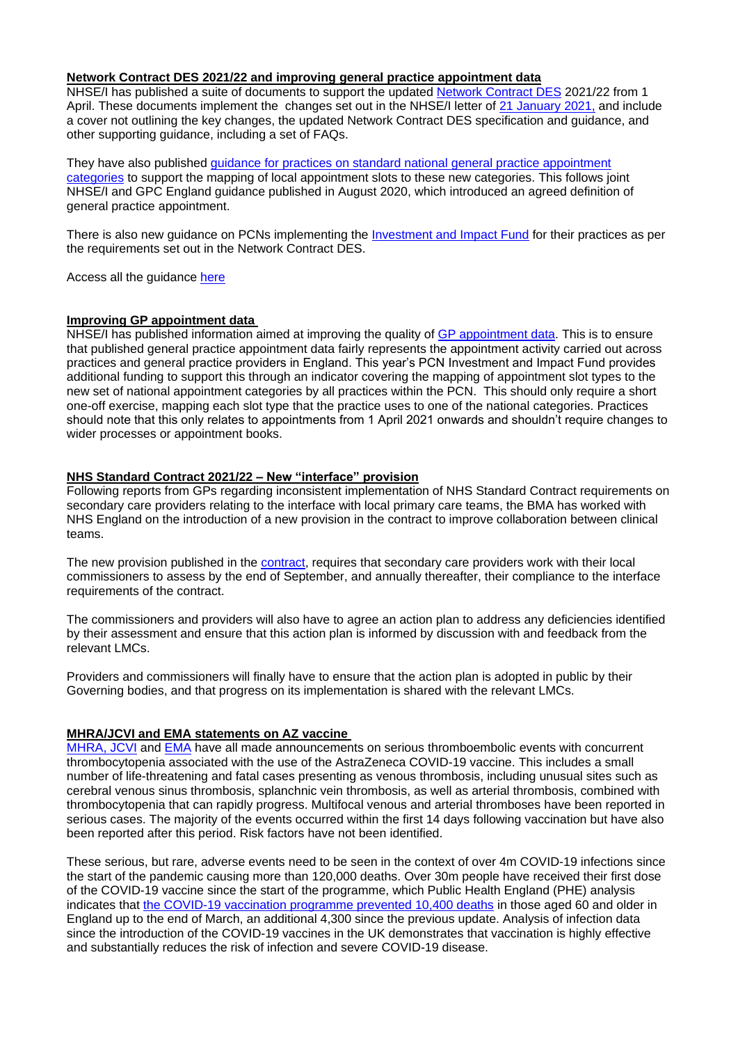## Network Contract DES 2021/22 and improving general practice appointment data

NHSE/I has published a suite of documents to support the updated Network Contract DES 2021/22 from 1 April. These documents implement the changes set out in the NHSE/I letter of 21 January 2021, and include a cover not outlining the key changes, the updated Network Contract DES specification and guidance, and other supporting guidance, including a set of FAQs.

They have also published guidance for practices on standard national general practice appointment categories to support the mapping of local appointment slots to these new categories. This follows joint NHSE/I and GPC England guidance published in August 2020, which introduced an agreed definition of general practice appointment.

There is also new guidance on PCNs implementing the Investment and Impact Fund for their practices as per the requirements set out in the Network Contract DES.

Access all the guidance here

## Improving GP appointment data

NHSE/I has published information aimed at improving the quality of GP appointment data. This is to ensure that published general practice appointment data fairly represents the appointment activity carried out across practices and general practice providers in England. This year's PCN Investment and Impact Fund provides additional funding to support this through an indicator covering the mapping of appointment slot types to the new set of national appointment categories by all practices within the PCN. This should only require a short one-off exercise, mapping each slot type that the practice uses to one of the national categories. Practices should note that this only relates to appointments from 1 April 2021 onwards and shouldn't require changes to wider processes or appointment books.

## NHS Standard Contract 2021/22 – New "interface" provision

Following reports from GPs regarding inconsistent implementation of NHS Standard Contract requirements on secondary care providers relating to the interface with local primary care teams, the BMA has worked with NHS England on the introduction of a new provision in the contract to improve collaboration between clinical teams.

The new provision published in the contract, requires that secondary care providers work with their local commissioners to assess by the end of September, and annually thereafter, their compliance to the interface requirements of the contract.

The commissioners and providers will also have to agree an action plan to address any deficiencies identified by their assessment and ensure that this action plan is informed by discussion with and feedback from the relevant LMCs.

Providers and commissioners will finally have to ensure that the action plan is adopted in public by their Governing bodies, and that progress on its implementation is shared with the relevant LMCs.

## MHRA/JCVI and EMA statements on AZ vaccine

MHRA, JCVI and EMA have all made announcements on serious thromboembolic events with concurrent thrombocytopenia associated with the use of the AstraZeneca COVID-19 vaccine. This includes a small number of life-threatening and fatal cases presenting as venous thrombosis, including unusual sites such as cerebral venous sinus thrombosis, splanchnic vein thrombosis, as well as arterial thrombosis, combined with thrombocytopenia that can rapidly progress. Multifocal venous and arterial thromboses have been reported in serious cases. The majority of the events occurred within the first 14 days following vaccination but have also been reported after this period. Risk factors have not been identified.

These serious, but rare, adverse events need to be seen in the context of over 4m COVID-19 infections since the start of the pandemic causing more than 120,000 deaths. Over 30m people have received their first dose of the COVID-19 vaccine since the start of the programme, which Public Health England (PHE) analysis indicates that the COVID-19 vaccination programme prevented 10,400 deaths in those aged 60 and older in England up to the end of March, an additional 4,300 since the previous update. Analysis of infection data since the introduction of the COVID-19 vaccines in the UK demonstrates that vaccination is highly effective and substantially reduces the risk of infection and severe COVID-19 disease.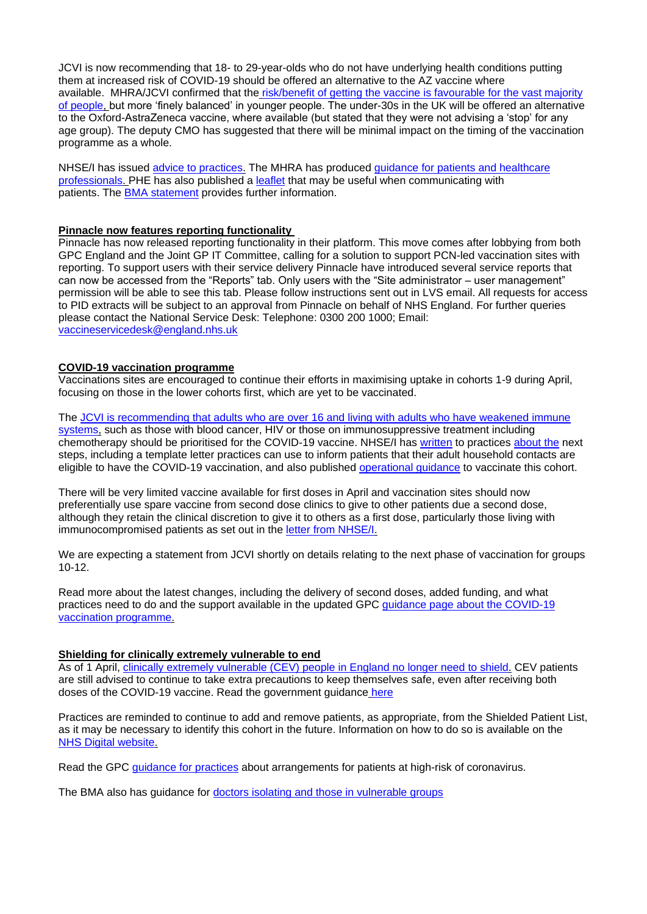JCVI is now recommending that 18- to 29-year-olds who do not have underlying health conditions putting them at increased risk of COVID-19 should be offered an alternative to the AZ vaccine where available. MHRA/JCVI confirmed that the risk/benefit of getting the vaccine is favourable for the vast majority of people, but more 'finely balanced' in younger people. The under-30s in the UK will be offered an alternative to the Oxford-AstraZeneca vaccine, where available (but stated that they were not advising a 'stop' for any age group). The deputy CMO has suggested that there will be minimal impact on the timing of the vaccination programme as a whole.

NHSE/I has issued advice to practices. The MHRA has produced guidance for patients and healthcare professionals. PHE has also published a leaflet that may be useful when communicating with patients. The BMA statement provides further information.

**Pinnacle now features reporting functionality**

Pinnacle has now released reporting functionality in their platform. This move comes after lobbying from both GPC England and the Joint GP IT Committee, calling for a solution to support PCN-led vaccination sites with reporting. To support users with their service delivery Pinnacle have introduced several service reports that can now be accessed from the "Reports" tab. Only users with the "Site administrator – user management" permission will be able to see this tab. Please follow instructions sent out in LVS email. All requests for access to PID extracts will be subject to an approval from Pinnacle on behalf of NHS England. For further queries please contact the National Service Desk: Telephone: 0300 200 1000; Email: vaccineservicedesk@england.nhs.uk

**COVID-19 vaccination programme**

Vaccinations sites are encouraged to continue their efforts in maximising uptake in cohorts 1-9 during April, focusing on those in the lower cohorts first, which are yet to be vaccinated.

The JCVI is recommending that adults who are over 16 and living with adults who have weakened immune systems, such as those with blood cancer, HIV or those on immunosuppressive treatment including chemotherapy should be prioritised for the COVID-19 vaccine. NHSE/I has written to practices about the next steps, including a template letter practices can use to inform patients that their adult household contacts are eligible to have the COVID-19 vaccination, and also published operational guidance to vaccinate this cohort.

There will be very limited vaccine available for first doses in April and vaccination sites should now preferentially use spare vaccine from second dose clinics to give to other patients due a second dose, although they retain the clinical discretion to give it to others as a first dose, particularly those living with immunocompromised patients as set out in the letter from NHSE/I.

We are expecting a statement from JCVI shortly on details relating to the next phase of vaccination for groups 10-12.

Read more about the latest changes, including the delivery of second doses, added funding, and what practices need to do and the support available in the updated GPC guidance page about the COVID-19 vaccination programme.

**Shielding for clinically extremely vulnerable to end**

As of 1 April, clinically extremely vulnerable (CEV) people in England no longer need to shield. CEV patients are still advised to continue to take extra precautions to keep themselves safe, even after receiving both doses of the COVID-19 vaccine. Read the government guidance here

Practices are reminded to continue to add and remove patients, as appropriate, from the Shielded Patient List, as it may be necessary to identify this cohort in the future. Information on how to do so is available on the NHS Digital website.

Read the GPC guidance for practices about arrangements for patients at high-risk of coronavirus.

The BMA also has guidance for doctors isolating and those in vulnerable groups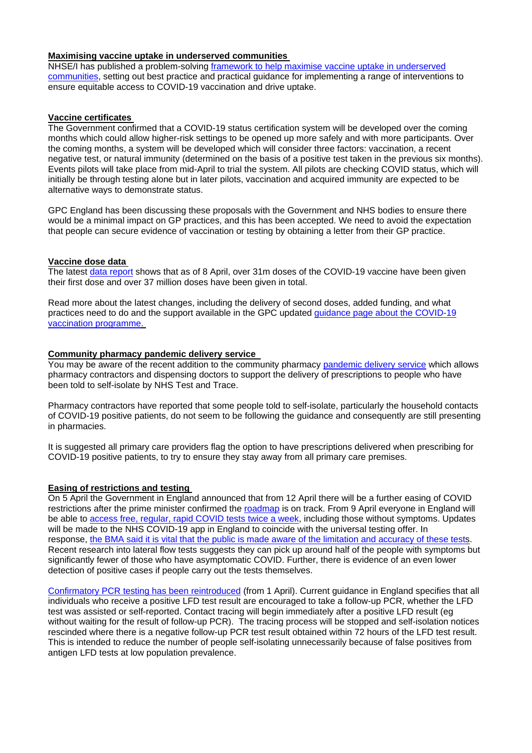**Maximising vaccine uptake in underserved communities**

NHSE/I has published a problem-solving framework to help maximise vaccine uptake in underserved communities, setting out best practice and practical guidance for implementing a range of interventions to ensure equitable access to COVID-19 vaccination and drive uptake.

**Vaccine certificates**

The Government confirmed that a COVID-19 status certification system will be developed over the coming months which could allow higher-risk settings to be opened up more safely and with more participants. Over the coming months, a system will be developed which will consider three factors: vaccination, a recent negative test, or natural immunity (determined on the basis of a positive test taken in the previous six months). Events pilots will take place from mid-April to trial the system. All pilots are checking COVID status, which will initially be through testing alone but in later pilots, vaccination and acquired immunity are expected to be alternative ways to demonstrate status.

GPC England has been discussing these proposals with the Government and NHS bodies to ensure there would be a minimal impact on GP practices, and this has been accepted. We need to avoid the expectation that people can secure evidence of vaccination or testing by obtaining a letter from their GP practice.

**Vaccine dose data**

The latest data report shows that as of 8 April, over 31m doses of the COVID-19 vaccine have been given their first dose and over 37 million doses have been given in total.

Read more about the latest changes, including the delivery of second doses, added funding, and what practices need to do and the support available in the GPC updated guidance page about the COVID-19 vaccination programme.

**Community pharmacy pandemic delivery service**

You may be aware of the recent addition to the community pharmacy pandemic delivery service which allows pharmacy contractors and dispensing doctors to support the delivery of prescriptions to people who have been told to self-isolate by NHS Test and Trace.

Pharmacy contractors have reported that some people told to self-isolate, particularly the household contacts of COVID-19 positive patients, do not seem to be following the guidance and consequently are still presenting in pharmacies.

It is suggested all primary care providers flag the option to have prescriptions delivered when prescribing for COVID-19 positive patients, to try to ensure they stay away from all primary care premises.

**Easing of restrictions and testing**

On 5 April the Government in England announced that from 12 April there will be a further easing of COVID restrictions after the prime minister confirmed the roadmap is on track. From 9 April everyone in England will be able to access free, regular, rapid COVID tests twice a week, including those without symptoms. Updates will be made to the NHS COVID-19 app in England to coincide with the universal testing offer. In response, the BMA said it is vital that the public is made aware of the limitation and accuracy of these tests. Recent research into lateral flow tests suggests they can pick up around half of the people with symptoms but significantly fewer of those who have asymptomatic COVID. Further, there is evidence of an even lower detection of positive cases if people carry out the tests themselves.

Confirmatory PCR testing has been reintroduced (from 1 April). Current guidance in England specifies that all individuals who receive a positive LFD test result are encouraged to take a follow-up PCR, whether the LFD test was assisted or self-reported. Contact tracing will begin immediately after a positive LFD result (eg without waiting for the result of follow-up PCR). The tracing process will be stopped and self-isolation notices rescinded where there is a negative follow-up PCR test result obtained within 72 hours of the LFD test result. This is intended to reduce the number of people self-isolating unnecessarily because of false positives from antigen LFD tests at low population prevalence.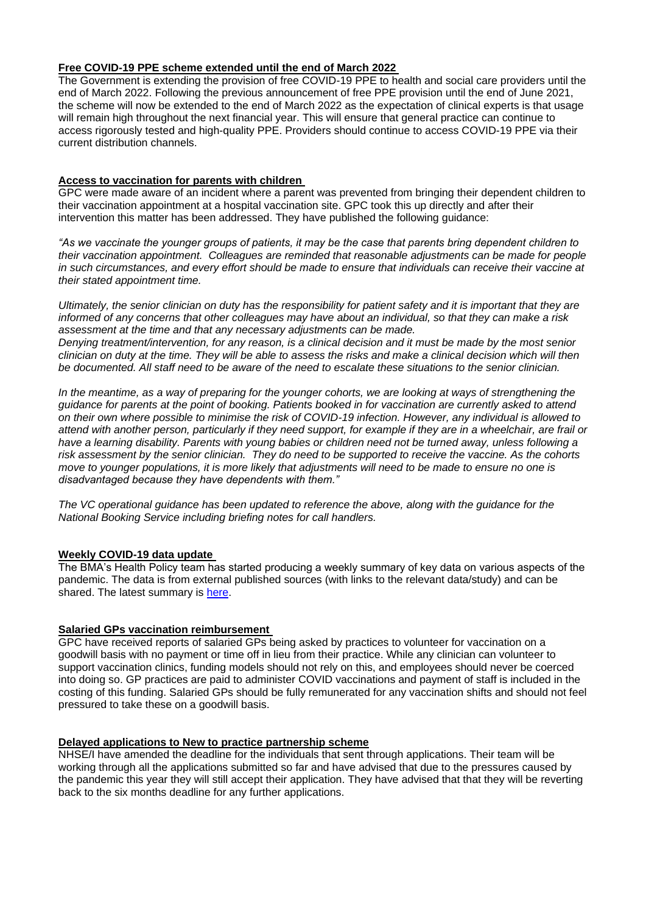**Free COVID-19 PPE scheme extended until the end of March 2022**

The Government is extending the provision of free COVID-19 PPE to health and social care providers until the end of March 2022. Following the previous announcement of free PPE provision until the end of June 2021, the scheme will now be extended to the end of March 2022 as the expectation of clinical experts is that usage will remain high throughout the next financial year. This will ensure that general practice can continue to access rigorously tested and high-quality PPE. Providers should continue to access COVID-19 PPE via their current distribution channels.

**Access to vaccination for parents with children**

GPC were made aware of an incident where a parent was prevented from bringing their dependent children to their vaccination appointment at a hospital vaccination site. GPC took this up directly and after their intervention this matter has been addressed. They have published the following guidance:

*"As we vaccinate the younger groups of patients, it may be the case that parents bring dependent children to their vaccination appointment. Colleagues are reminded that reasonable adjustments can be made for people in such circumstances, and every effort should be made to ensure that individuals can receive their vaccine at their stated appointment time.*

*Ultimately, the senior clinician on duty has the responsibility for patient safety and it is important that they are informed of any concerns that other colleagues may have about an individual, so that they can make a risk assessment at the time and that any necessary adjustments can be made.*
*Denying treatment/intervention, for any reason, is a clinical decision and it must be made by the most senior clinician on duty at the time. They will be able to assess the risks and make a clinical decision which will then be documented. All staff need to be aware of the need to escalate these situations to the senior clinician.*

*In the meantime, as a way of preparing for the younger cohorts, we are looking at ways of strengthening the guidance for parents at the point of booking. Patients booked in for vaccination are currently asked to attend on their own where possible to minimise the risk of COVID-19 infection. However, any individual is allowed to attend with another person, particularly if they need support, for example if they are in a wheelchair, are frail or have a learning disability. Parents with young babies or children need not be turned away, unless following a risk assessment by the senior clinician. They do need to be supported to receive the vaccine. As the cohorts move to younger populations, it is more likely that adjustments will need to be made to ensure no one is disadvantaged because they have dependents with them."*

*The VC operational guidance has been updated to reference the above, along with the guidance for the National Booking Service including briefing notes for call handlers.*

**Weekly COVID-19 data update**

The BMA's Health Policy team has started producing a weekly summary of key data on various aspects of the pandemic. The data is from external published sources (with links to the relevant data/study) and can be shared. The latest summary is [here](#).

**Salaried GPs vaccination reimbursement**

GPC have received reports of salaried GPs being asked by practices to volunteer for vaccination on a goodwill basis with no payment or time off in lieu from their practice. While any clinician can volunteer to support vaccination clinics, funding models should not rely on this, and employees should never be coerced into doing so. GP practices are paid to administer COVID vaccinations and payment of staff is included in the costing of this funding. Salaried GPs should be fully remunerated for any vaccination shifts and should not feel pressured to take these on a goodwill basis.

**Delayed applications to New to practice partnership scheme**

NHSE/I have amended the deadline for the individuals that sent through applications. Their team will be working through all the applications submitted so far and have advised that due to the pressures caused by the pandemic this year they will still accept their application. They have advised that that they will be reverting back to the six months deadline for any further applications.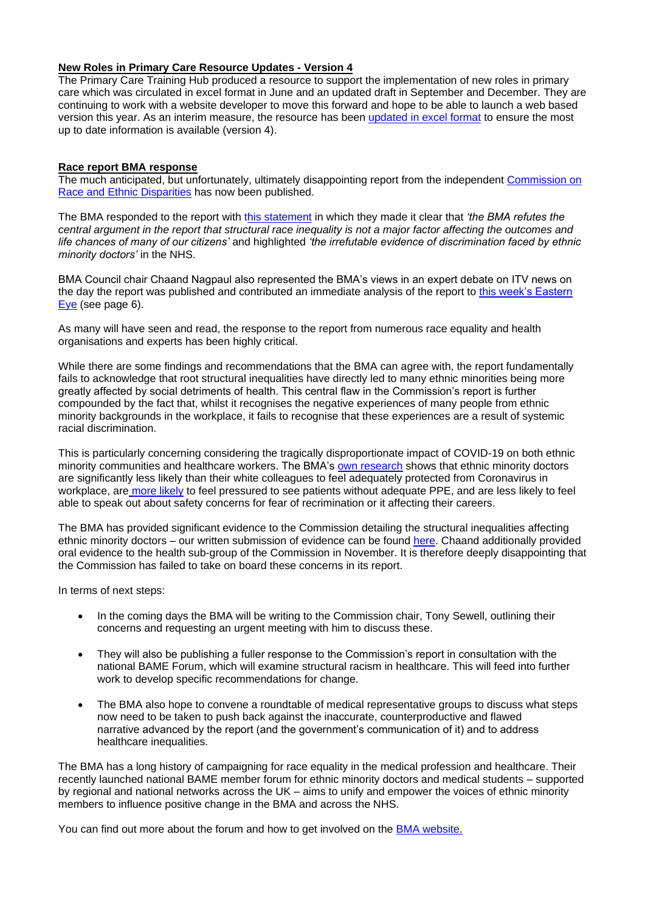**New Roles in Primary Care Resource Updates - Version 4**

The Primary Care Training Hub produced a resource to support the implementation of new roles in primary care which was circulated in excel format in June and an updated draft in September and December. They are continuing to work with a website developer to move this forward and hope to be able to launch a web based version this year. As an interim measure, the resource has been updated in excel format to ensure the most up to date information is available (version 4).

**Race report BMA response**

The much anticipated, but unfortunately, ultimately disappointing report from the independent Commission on Race and Ethnic Disparities has now been published.

The BMA responded to the report with this statement in which they made it clear that *'the BMA refutes the central argument in the report that structural race inequality is not a major factor affecting the outcomes and life chances of many of our citizens'* and highlighted *'the irrefutable evidence of discrimination faced by ethnic minority doctors'* in the NHS.

BMA Council chair Chaand Nagpaul also represented the BMA's views in an expert debate on ITV news on the day the report was published and contributed an immediate analysis of the report to this week's Eastern Eye (see page 6).

As many will have seen and read, the response to the report from numerous race equality and health organisations and experts has been highly critical.

While there are some findings and recommendations that the BMA can agree with, the report fundamentally fails to acknowledge that root structural inequalities have directly led to many ethnic minorities being more greatly affected by social detriments of health. This central flaw in the Commission's report is further compounded by the fact that, whilst it recognises the negative experiences of many people from ethnic minority backgrounds in the workplace, it fails to recognise that these experiences are a result of systemic racial discrimination.

This is particularly concerning considering the tragically disproportionate impact of COVID-19 on both ethnic minority communities and healthcare workers. The BMA's own research shows that ethnic minority doctors are significantly less likely than their white colleagues to feel adequately protected from Coronavirus in workplace, are more likely to feel pressured to see patients without adequate PPE, and are less likely to feel able to speak out about safety concerns for fear of recrimination or it affecting their careers.

The BMA has provided significant evidence to the Commission detailing the structural inequalities affecting ethnic minority doctors – our written submission of evidence can be found here. Chaand additionally provided oral evidence to the health sub-group of the Commission in November. It is therefore deeply disappointing that the Commission has failed to take on board these concerns in its report.

In terms of next steps:

- In the coming days the BMA will be writing to the Commission chair, Tony Sewell, outlining their concerns and requesting an urgent meeting with him to discuss these.
- They will also be publishing a fuller response to the Commission's report in consultation with the national BAME Forum, which will examine structural racism in healthcare. This will feed into further work to develop specific recommendations for change.
- The BMA also hope to convene a roundtable of medical representative groups to discuss what steps now need to be taken to push back against the inaccurate, counterproductive and flawed narrative advanced by the report (and the government's communication of it) and to address healthcare inequalities.

The BMA has a long history of campaigning for race equality in the medical profession and healthcare. Their recently launched national BAME member forum for ethnic minority doctors and medical students – supported by regional and national networks across the UK – aims to unify and empower the voices of ethnic minority members to influence positive change in the BMA and across the NHS.

You can find out more about the forum and how to get involved on the BMA website.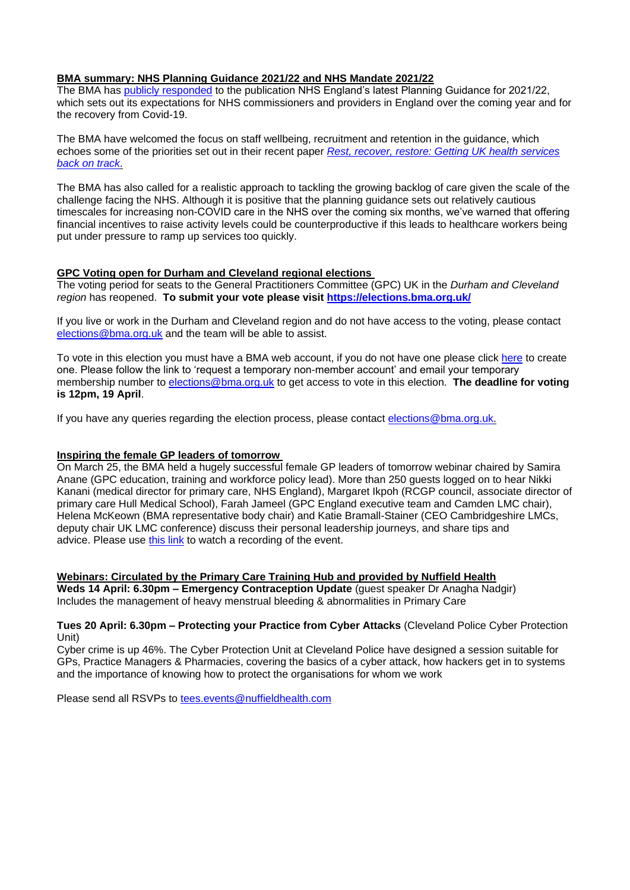**BMA summary: NHS Planning Guidance 2021/22 and NHS Mandate 2021/22**

The BMA has publicly responded to the publication NHS England's latest Planning Guidance for 2021/22, which sets out its expectations for NHS commissioners and providers in England over the coming year and for the recovery from Covid-19.

The BMA have welcomed the focus on staff wellbeing, recruitment and retention in the guidance, which echoes some of the priorities set out in their recent paper *Rest, recover, restore: Getting UK health services back on track*.

The BMA has also called for a realistic approach to tackling the growing backlog of care given the scale of the challenge facing the NHS. Although it is positive that the planning guidance sets out relatively cautious timescales for increasing non-COVID care in the NHS over the coming six months, we've warned that offering financial incentives to raise activity levels could be counterproductive if this leads to healthcare workers being put under pressure to ramp up services too quickly.

**GPC Voting open for Durham and Cleveland regional elections**

The voting period for seats to the General Practitioners Committee (GPC) UK in the *Durham and Cleveland region* has reopened. **To submit your vote please visit https://elections.bma.org.uk/**

If you live or work in the Durham and Cleveland region and do not have access to the voting, please contact elections@bma.org.uk and the team will be able to assist.

To vote in this election you must have a BMA web account, if you do not have one please click here to create one. Please follow the link to 'request a temporary non-member account' and email your temporary membership number to elections@bma.org.uk to get access to vote in this election. **The deadline for voting is 12pm, 19 April**.

If you have any queries regarding the election process, please contact elections@bma.org.uk.

**Inspiring the female GP leaders of tomorrow**

On March 25, the BMA held a hugely successful female GP leaders of tomorrow webinar chaired by Samira Anane (GPC education, training and workforce policy lead). More than 250 guests logged on to hear Nikki Kanani (medical director for primary care, NHS England), Margaret Ikpoh (RCGP council, associate director of primary care Hull Medical School), Farah Jameel (GPC England executive team and Camden LMC chair), Helena McKeown (BMA representative body chair) and Katie Bramall-Stainer (CEO Cambridgeshire LMCs, deputy chair UK LMC conference) discuss their personal leadership journeys, and share tips and advice. Please use this link to watch a recording of the event.

**Webinars: Circulated by the Primary Care Training Hub and provided by Nuffield Health**

**Weds 14 April: 6.30pm – Emergency Contraception Update** (guest speaker Dr Anagha Nadgir)
Includes the management of heavy menstrual bleeding & abnormalities in Primary Care

**Tues 20 April: 6.30pm – Protecting your Practice from Cyber Attacks** (Cleveland Police Cyber Protection Unit)
Cyber crime is up 46%. The Cyber Protection Unit at Cleveland Police have designed a session suitable for GPs, Practice Managers & Pharmacies, covering the basics of a cyber attack, how hackers get in to systems and the importance of knowing how to protect the organisations for whom we work

Please send all RSVPs to tees.events@nuffieldhealth.com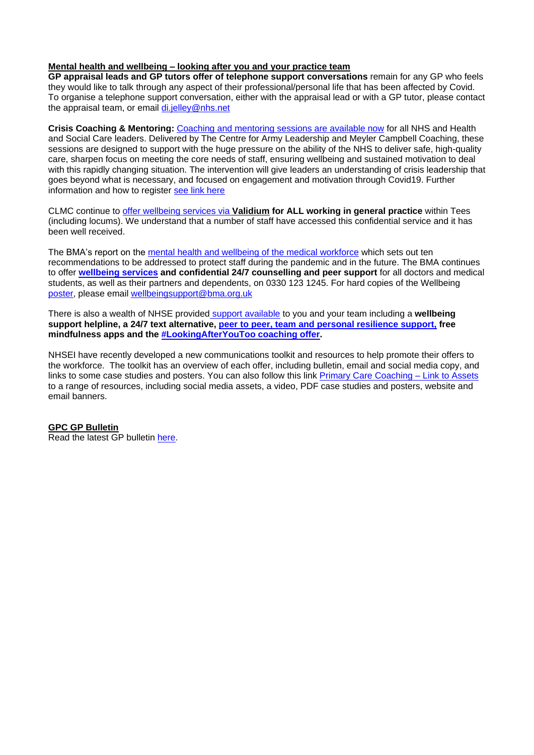**Mental health and wellbeing – looking after you and your practice team**

**GP appraisal leads and GP tutors offer of telephone support conversations** remain for any GP who feels they would like to talk through any aspect of their professional/personal life that has been affected by Covid. To organise a telephone support conversation, either with the appraisal lead or with a GP tutor, please contact the appraisal team, or email di.jelley@nhs.net

**Crisis Coaching & Mentoring:** Coaching and mentoring sessions are available now for all NHS and Health and Social Care leaders. Delivered by The Centre for Army Leadership and Meyler Campbell Coaching, these sessions are designed to support with the huge pressure on the ability of the NHS to deliver safe, high-quality care, sharpen focus on meeting the core needs of staff, ensuring wellbeing and sustained motivation to deal with this rapidly changing situation. The intervention will give leaders an understanding of crisis leadership that goes beyond what is necessary, and focused on engagement and motivation through Covid19. Further information and how to register see link here

CLMC continue to offer wellbeing services via **Validium** **for ALL working in general practice** within Tees (including locums). We understand that a number of staff have accessed this confidential service and it has been well received.

The BMA's report on the mental health and wellbeing of the medical workforce which sets out ten recommendations to be addressed to protect staff during the pandemic and in the future. The BMA continues to offer **wellbeing services** **and confidential 24/7 counselling and peer support** for all doctors and medical students, as well as their partners and dependents, on 0330 123 1245. For hard copies of the Wellbeing poster, please email wellbeingsupport@bma.org.uk

There is also a wealth of NHSE provided support available to you and your team including a **wellbeing support helpline, a 24/7 text alternative, peer to peer, team and personal resilience support, free mindfulness apps and the #LookingAfterYouToo coaching offer.**

NHSEI have recently developed a new communications toolkit and resources to help promote their offers to the workforce. The toolkit has an overview of each offer, including bulletin, email and social media copy, and links to some case studies and posters. You can also follow this link Primary Care Coaching – Link to Assets to a range of resources, including social media assets, a video, PDF case studies and posters, website and email banners.

**GPC GP Bulletin**

Read the latest GP bulletin here.